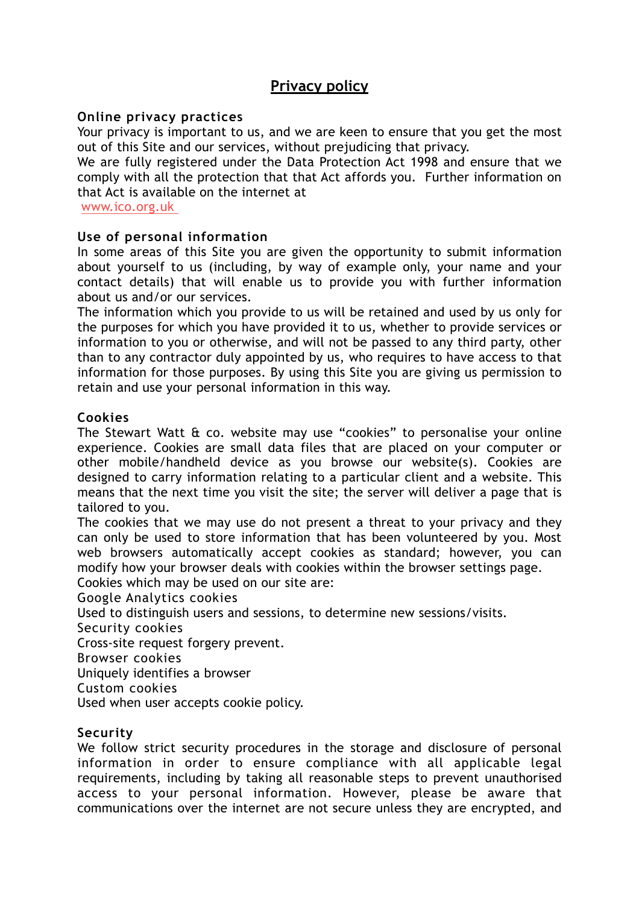# Privacy policy

## Online privacy practices

Your privacy is important to us, and we are keen to ensure that you get the most out of this Site and our services, without prejudicing that privacy.

We are fully registered under the Data Protection Act 1998 and ensure that we comply with all the protection that that Act affords you. Further information on that Act is available on the internet at

www.ico.org.uk

## Use of personal information

In some areas of this Site you are given the opportunity to submit information about yourself to us (including, by way of example only, your name and your contact details) that will enable us to provide you with further information about us and/or our services.

The information which you provide to us will be retained and used by us only for the purposes for which you have provided it to us, whether to provide services or information to you or otherwise, and will not be passed to any third party, other than to any contractor duly appointed by us, who requires to have access to that information for those purposes. By using this Site you are giving us permission to retain and use your personal information in this way.

## Cookies

The Stewart Watt & co. website may use "cookies" to personalise your online experience. Cookies are small data files that are placed on your computer or other mobile/handheld device as you browse our website(s). Cookies are designed to carry information relating to a particular client and a website. This means that the next time you visit the site; the server will deliver a page that is tailored to you.

The cookies that we may use do not present a threat to your privacy and they can only be used to store information that has been volunteered by you. Most web browsers automatically accept cookies as standard; however, you can modify how your browser deals with cookies within the browser settings page.

Cookies which may be used on our site are:

Google Analytics cookies

Used to distinguish users and sessions, to determine new sessions/visits.

Security cookies

Cross-site request forgery prevent.

Browser cookies

Uniquely identifies a browser

Custom cookies

Used when user accepts cookie policy.

## Security

We follow strict security procedures in the storage and disclosure of personal information in order to ensure compliance with all applicable legal requirements, including by taking all reasonable steps to prevent unauthorised access to your personal information. However, please be aware that communications over the internet are not secure unless they are encrypted, and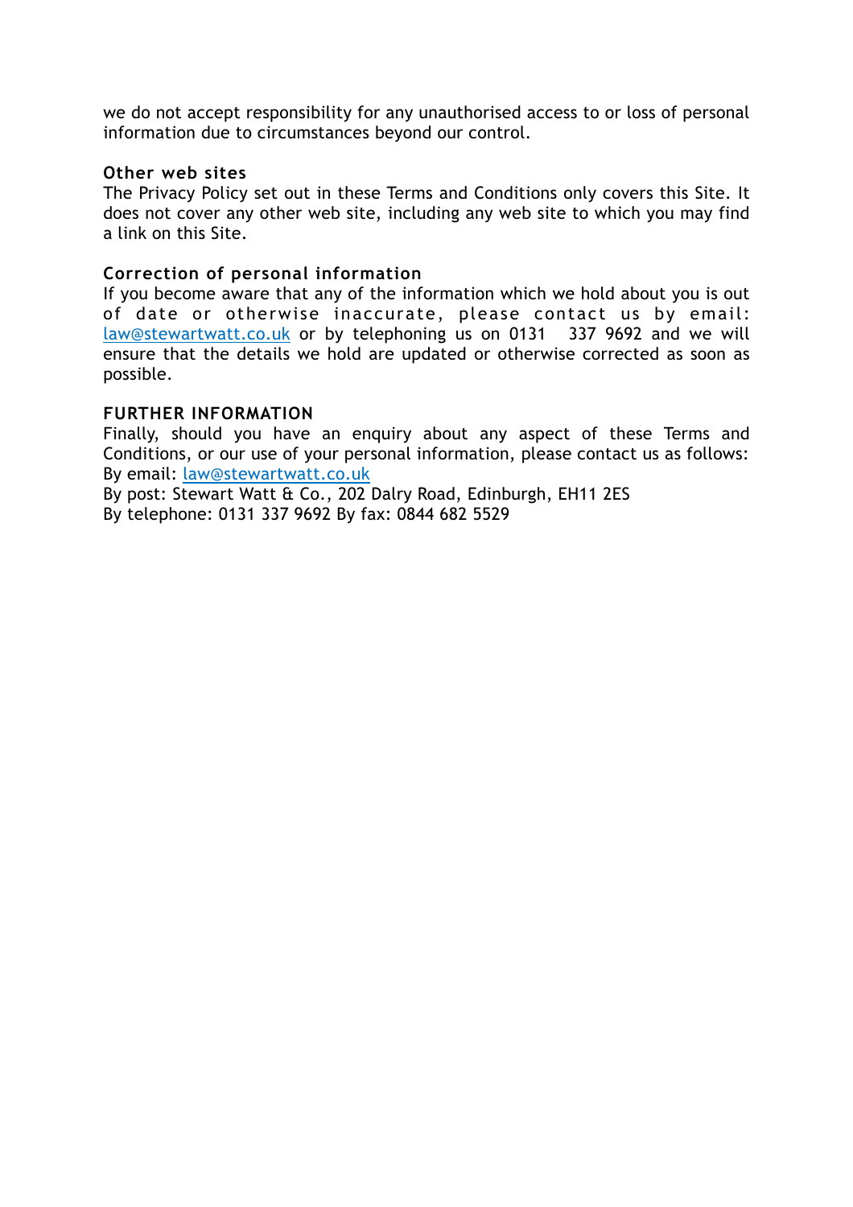we do not accept responsibility for any unauthorised access to or loss of personal information due to circumstances beyond our control.

### Other web sites

The Privacy Policy set out in these Terms and Conditions only covers this Site. It does not cover any other web site, including any web site to which you may find a link on this Site.

### Correction of personal information

If you become aware that any of the information which we hold about you is out of date or otherwise inaccurate, please contact us by email: [law@stewartwatt.co.uk](mailto:law@stewartwatt.co.uk) or by telephoning us on 0131 337 9692 and we will ensure that the details we hold are updated or otherwise corrected as soon as possible.

## FURTHER INFORMATION

Finally, should you have an enquiry about any aspect of these Terms and Conditions, or our use of your personal information, please contact us as follows:
By email: [law@stewartwatt.co.uk](mailto:law@stewartwatt.co.uk)
By post: Stewart Watt & Co., 202 Dalry Road, Edinburgh, EH11 2ES
By telephone: 0131 337 9692 By fax: 0844 682 5529